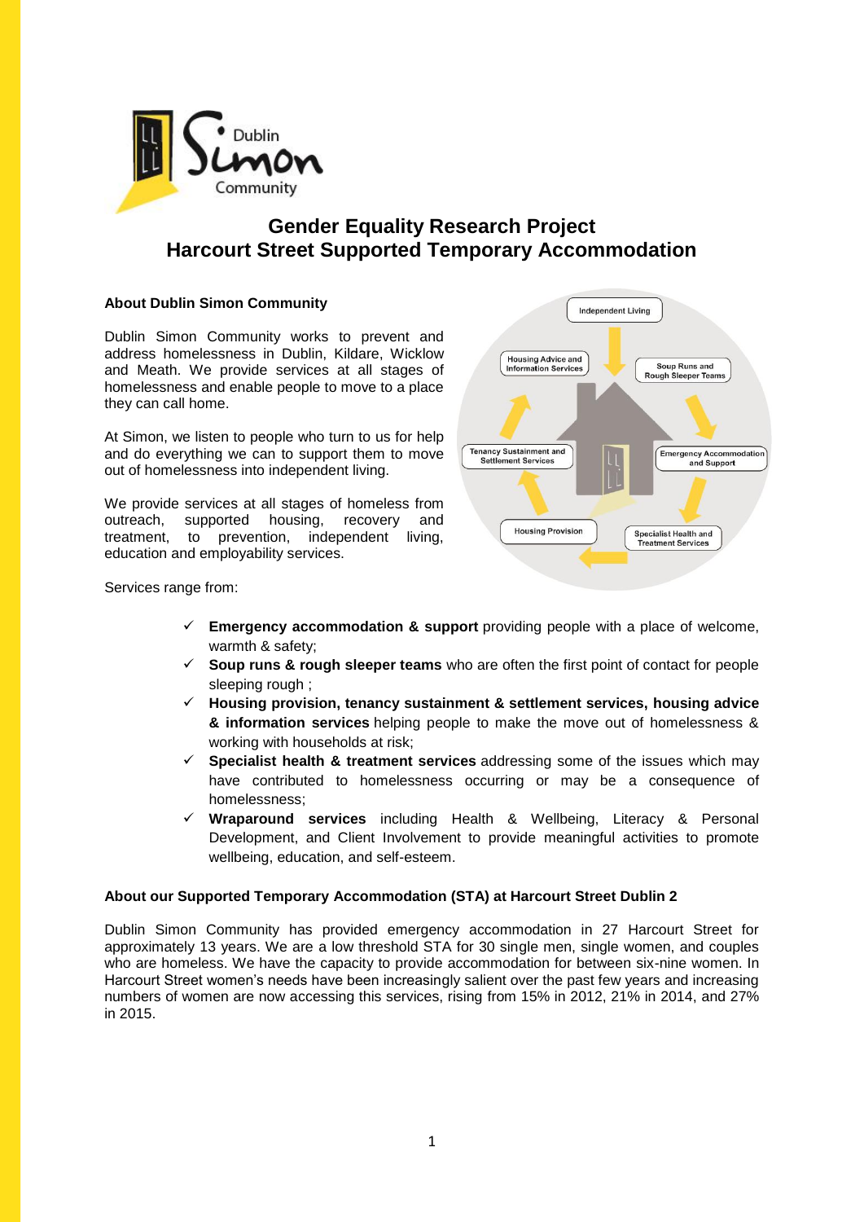# Gender Equality Research Project
# Harcourt Street Supported Temporary Accommodation

### About Dublin Simon Community

Dublin Simon Community works to prevent and address homelessness in Dublin, Kildare, Wicklow and Meath. We provide services at all stages of homelessness and enable people to move to a place they can call home.

At Simon, we listen to people who turn to us for help and do everything we can to support them to move out of homelessness into independent living.

We provide services at all stages of homeless from outreach, supported housing, recovery and treatment, to prevention, independent living, education and employability services.

Services range from:

- ✓ **Emergency accommodation & support** providing people with a place of welcome, warmth & safety;
- ✓ **Soup runs & rough sleeper teams** who are often the first point of contact for people sleeping rough ;
- ✓ **Housing provision, tenancy sustainment & settlement services, housing advice & information services** helping people to make the move out of homelessness & working with households at risk;
- ✓ **Specialist health & treatment services** addressing some of the issues which may have contributed to homelessness occurring or may be a consequence of homelessness;
- ✓ **Wraparound services** including Health & Wellbeing, Literacy & Personal Development, and Client Involvement to provide meaningful activities to promote wellbeing, education, and self-esteem.

### About our Supported Temporary Accommodation (STA) at Harcourt Street Dublin 2

Dublin Simon Community has provided emergency accommodation in 27 Harcourt Street for approximately 13 years. We are a low threshold STA for 30 single men, single women, and couples who are homeless. We have the capacity to provide accommodation for between six-nine women. In Harcourt Street women's needs have been increasingly salient over the past few years and increasing numbers of women are now accessing this services, rising from 15% in 2012, 21% in 2014, and 27% in 2015.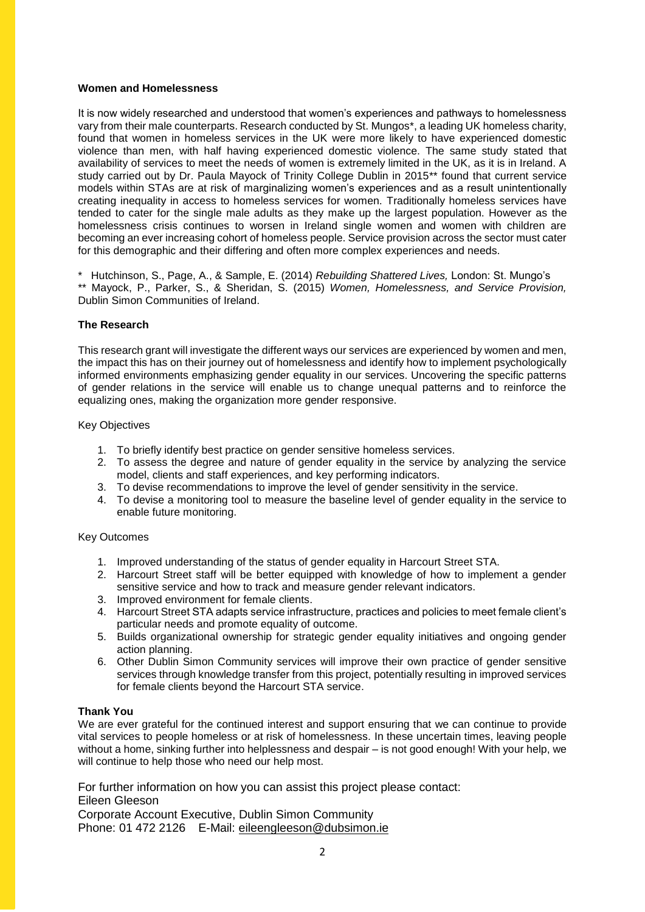**Women and Homelessness**

It is now widely researched and understood that women's experiences and pathways to homelessness vary from their male counterparts. Research conducted by St. Mungos*, a leading UK homeless charity, found that women in homeless services in the UK were more likely to have experienced domestic violence than men, with half having experienced domestic violence. The same study stated that availability of services to meet the needs of women is extremely limited in the UK, as it is in Ireland. A study carried out by Dr. Paula Mayock of Trinity College Dublin in 2015** found that current service models within STAs are at risk of marginalizing women's experiences and as a result unintentionally creating inequality in access to homeless services for women. Traditionally homeless services have tended to cater for the single male adults as they make up the largest population. However as the homelessness crisis continues to worsen in Ireland single women and women with children are becoming an ever increasing cohort of homeless people. Service provision across the sector must cater for this demographic and their differing and often more complex experiences and needs.

\* Hutchinson, S., Page, A., & Sample, E. (2014) *Rebuilding Shattered Lives,* London: St. Mungo's
\*\* Mayock, P., Parker, S., & Sheridan, S. (2015) *Women, Homelessness, and Service Provision,* Dublin Simon Communities of Ireland.

**The Research**

This research grant will investigate the different ways our services are experienced by women and men, the impact this has on their journey out of homelessness and identify how to implement psychologically informed environments emphasizing gender equality in our services. Uncovering the specific patterns of gender relations in the service will enable us to change unequal patterns and to reinforce the equalizing ones, making the organization more gender responsive.

Key Objectives

1. To briefly identify best practice on gender sensitive homeless services.
2. To assess the degree and nature of gender equality in the service by analyzing the service model, clients and staff experiences, and key performing indicators.
3. To devise recommendations to improve the level of gender sensitivity in the service.
4. To devise a monitoring tool to measure the baseline level of gender equality in the service to enable future monitoring.

Key Outcomes

1. Improved understanding of the status of gender equality in Harcourt Street STA.
2. Harcourt Street staff will be better equipped with knowledge of how to implement a gender sensitive service and how to track and measure gender relevant indicators.
3. Improved environment for female clients.
4. Harcourt Street STA adapts service infrastructure, practices and policies to meet female client's particular needs and promote equality of outcome.
5. Builds organizational ownership for strategic gender equality initiatives and ongoing gender action planning.
6. Other Dublin Simon Community services will improve their own practice of gender sensitive services through knowledge transfer from this project, potentially resulting in improved services for female clients beyond the Harcourt STA service.

**Thank You**

We are ever grateful for the continued interest and support ensuring that we can continue to provide vital services to people homeless or at risk of homelessness. In these uncertain times, leaving people without a home, sinking further into helplessness and despair – is not good enough! With your help, we will continue to help those who need our help most.

For further information on how you can assist this project please contact:
Eileen Gleeson
Corporate Account Executive, Dublin Simon Community
Phone: 01 472 2126 E-Mail: eileengleeson@dubsimon.ie